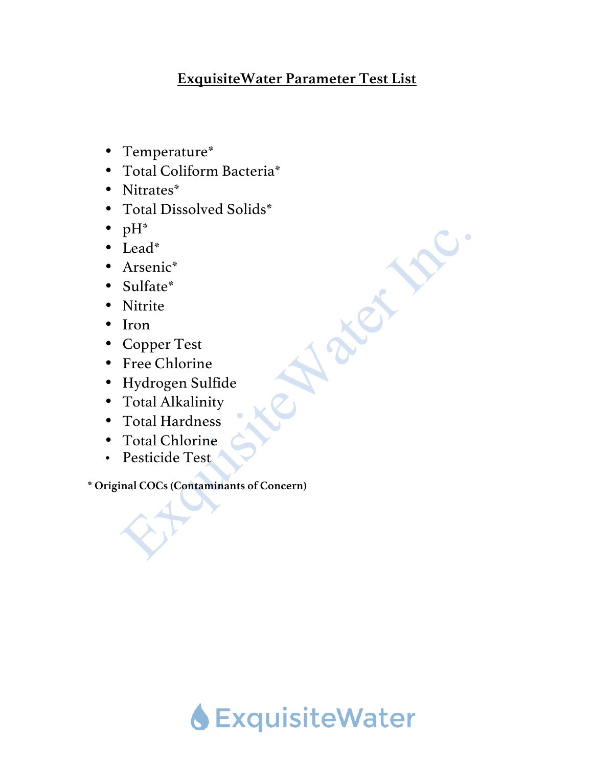# ExquisiteWater Parameter Test List

- Temperature*
- Total Coliform Bacteria*
- Nitrates*
- Total Dissolved Solids*
- pH*
- Lead*
- Arsenic*
- Sulfate*
- Nitrite
- Iron
- Copper Test
- Free Chlorine
- Hydrogen Sulfide
- Total Alkalinity
- Total Hardness
- Total Chlorine
- Pesticide Test

**\* Original COCs (Contaminants of Concern)**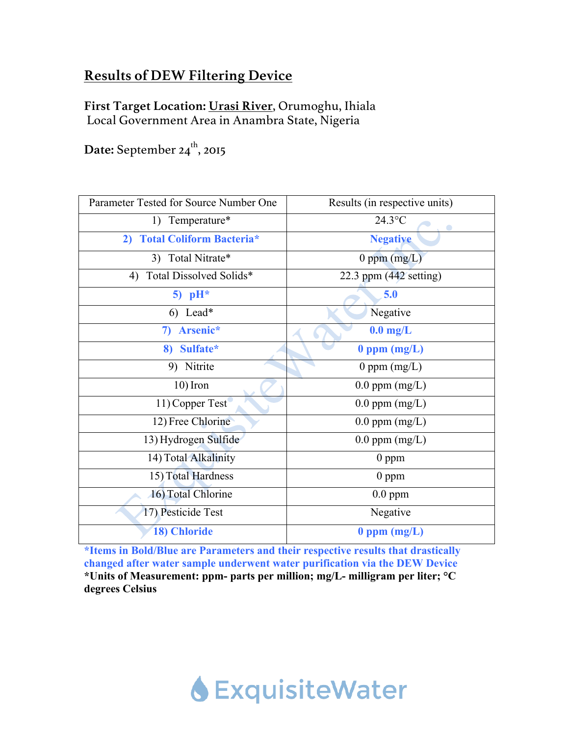# Results of DEW Filtering Device

**First Target Location:** Urasi River, Orumoghu, Ihiala Local Government Area in Anambra State, Nigeria

**Date:** September 24th, 2015

| Parameter Tested for Source Number One | Results (in respective units) |
|---|---|
| 1) Temperature* | 24.3°C |
| **2) Total Coliform Bacteria*** | **Negative** |
| 3) Total Nitrate* | 0 ppm (mg/L) |
| 4) Total Dissolved Solids* | 22.3 ppm (442 setting) |
| **5) pH*** | **5.0** |
| 6) Lead* | Negative |
| **7) Arsenic*** | **0.0 mg/L** |
| **8) Sulfate*** | **0 ppm (mg/L)** |
| 9) Nitrite | 0 ppm (mg/L) |
| 10) Iron | 0.0 ppm (mg/L) |
| 11) Copper Test | 0.0 ppm (mg/L) |
| 12) Free Chlorine | 0.0 ppm (mg/L) |
| 13) Hydrogen Sulfide | 0.0 ppm (mg/L) |
| 14) Total Alkalinity | 0 ppm |
| 15) Total Hardness | 0 ppm |
| 16) Total Chlorine | 0.0 ppm |
| 17) Pesticide Test | Negative |
| **18) Chloride** | **0 ppm (mg/L)** |

**\*Items in Bold/Blue are Parameters and their respective results that drastically changed after water sample underwent water purification via the DEW Device**

**\*Units of Measurement: ppm- parts per million; mg/L- milligram per liter; °C degrees Celsius**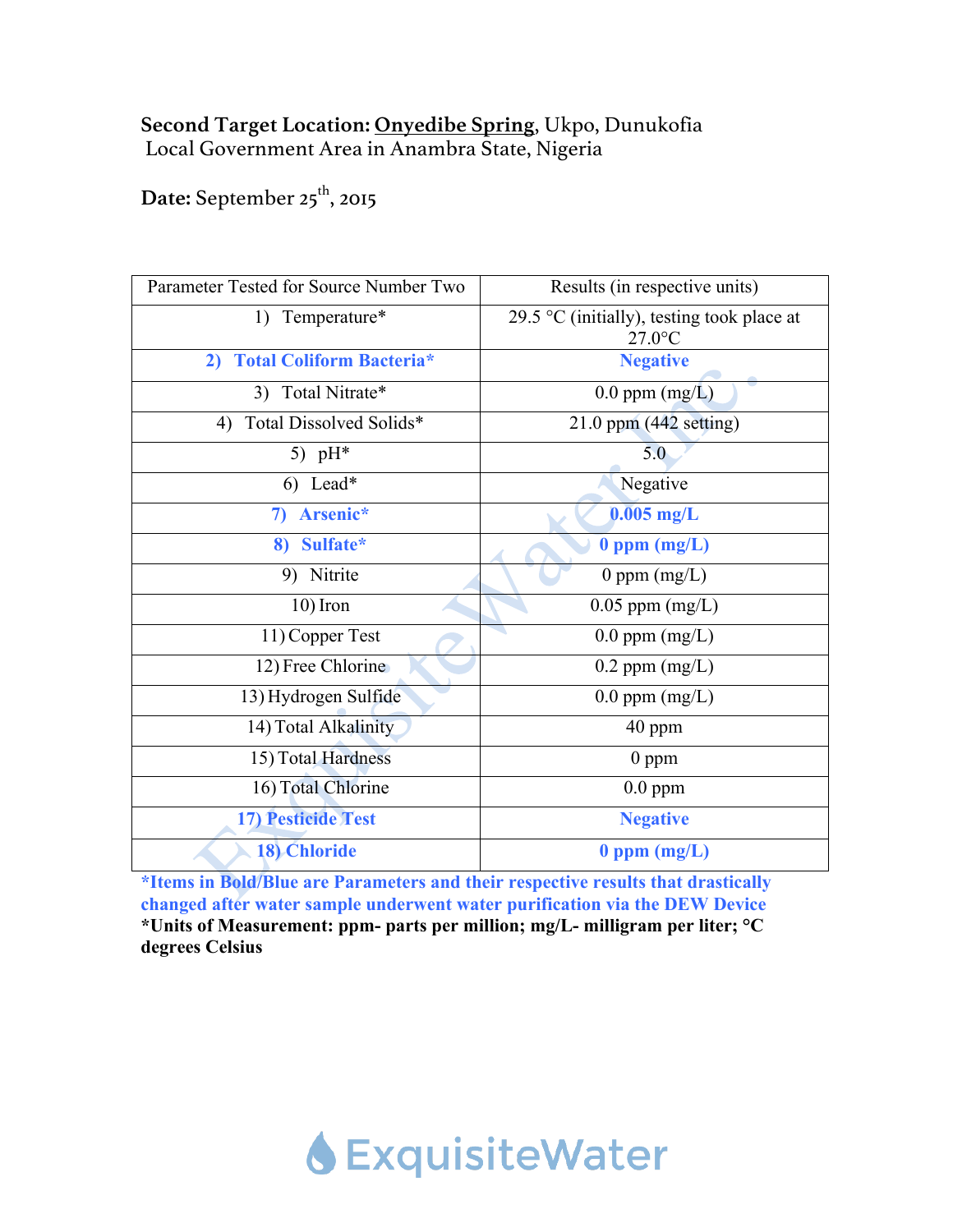**Second Target Location:** <u>**Onyedibe Spring**</u>, Ukpo, Dunukofia Local Government Area in Anambra State, Nigeria

**Date:** September 25th, 2015

| Parameter Tested for Source Number Two | Results (in respective units) |
|---|---|
| 1) Temperature* | 29.5 °C (initially), testing took place at 27.0°C |
| **2) Total Coliform Bacteria*** | **Negative** |
| 3) Total Nitrate* | 0.0 ppm (mg/L) |
| 4) Total Dissolved Solids* | 21.0 ppm (442 setting) |
| 5) pH* | 5.0 |
| 6) Lead* | Negative |
| **7) Arsenic*** | **0.005 mg/L** |
| **8) Sulfate*** | **0 ppm (mg/L)** |
| 9) Nitrite | 0 ppm (mg/L) |
| 10) Iron | 0.05 ppm (mg/L) |
| 11) Copper Test | 0.0 ppm (mg/L) |
| 12) Free Chlorine | 0.2 ppm (mg/L) |
| 13) Hydrogen Sulfide | 0.0 ppm (mg/L) |
| 14) Total Alkalinity | 40 ppm |
| 15) Total Hardness | 0 ppm |
| 16) Total Chlorine | 0.0 ppm |
| **17) Pesticide Test** | **Negative** |
| **18) Chloride** | **0 ppm (mg/L)** |

**\*Items in Bold/Blue are Parameters and their respective results that drastically changed after water sample underwent water purification via the DEW Device**

**\*Units of Measurement: ppm- parts per million; mg/L- milligram per liter; °C degrees Celsius**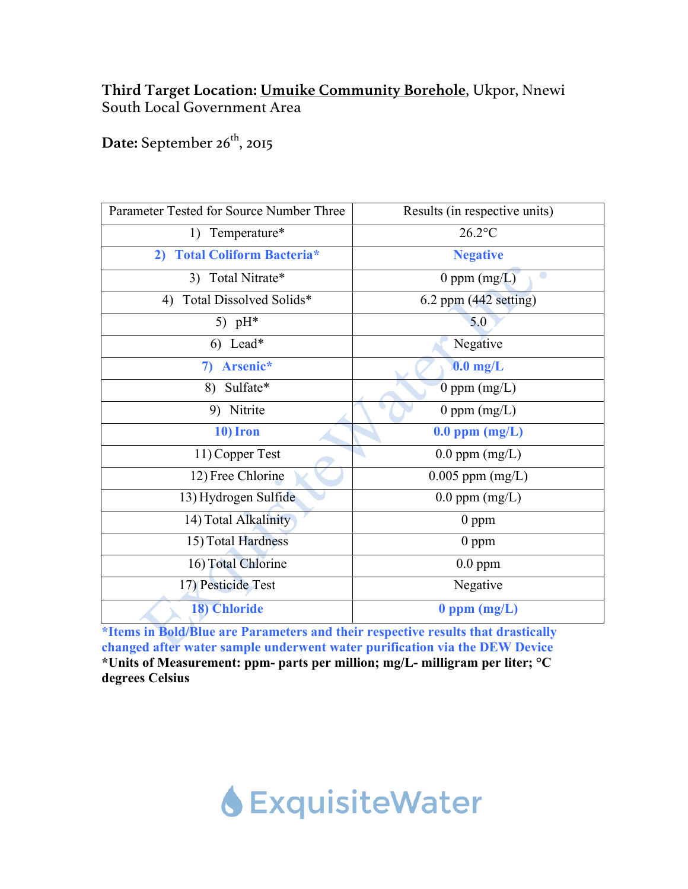**Third Target Location:** __Umuike Community Borehole__, Ukpor, Nnewi South Local Government Area

**Date:** September 26th, 2015

| Parameter Tested for Source Number Three | Results (in respective units) |
|---|---|
| 1) Temperature* | 26.2°C |
| **2) Total Coliform Bacteria*** | **Negative** |
| 3) Total Nitrate* | 0 ppm (mg/L) |
| 4) Total Dissolved Solids* | 6.2 ppm (442 setting) |
| 5) pH* | 5.0 |
| 6) Lead* | Negative |
| **7) Arsenic*** | **0.0 mg/L** |
| 8) Sulfate* | 0 ppm (mg/L) |
| 9) Nitrite | 0 ppm (mg/L) |
| **10) Iron** | **0.0 ppm (mg/L)** |
| 11) Copper Test | 0.0 ppm (mg/L) |
| 12) Free Chlorine | 0.005 ppm (mg/L) |
| 13) Hydrogen Sulfide | 0.0 ppm (mg/L) |
| 14) Total Alkalinity | 0 ppm |
| 15) Total Hardness | 0 ppm |
| 16) Total Chlorine | 0.0 ppm |
| 17) Pesticide Test | Negative |
| **18) Chloride** | **0 ppm (mg/L)** |

**\*Items in Bold/Blue are Parameters and their respective results that drastically changed after water sample underwent water purification via the DEW Device**

**\*Units of Measurement: ppm- parts per million; mg/L- milligram per liter; °C degrees Celsius**

ExquisiteWater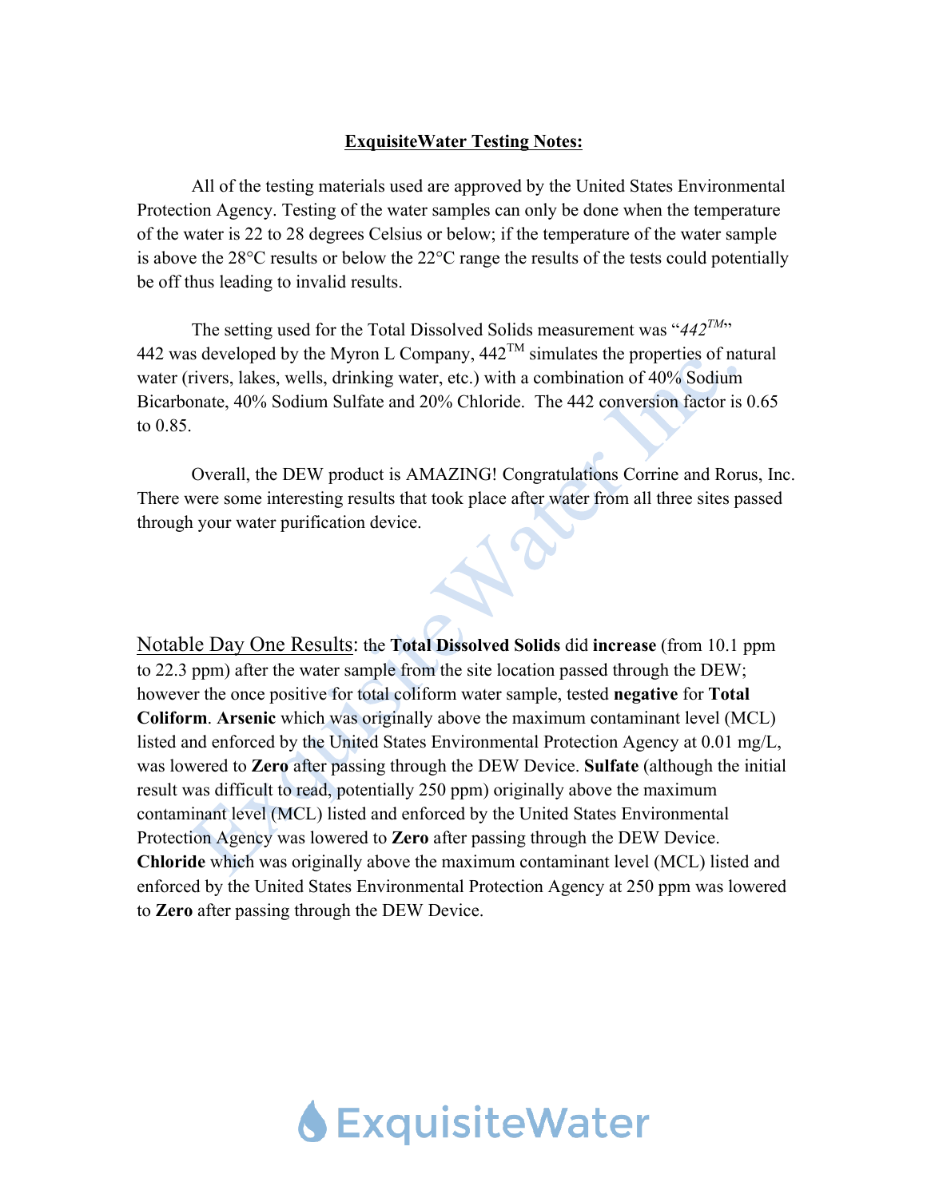## **ExquisiteWater Testing Notes:**

All of the testing materials used are approved by the United States Environmental Protection Agency. Testing of the water samples can only be done when the temperature of the water is 22 to 28 degrees Celsius or below; if the temperature of the water sample is above the 28°C results or below the 22°C range the results of the tests could potentially be off thus leading to invalid results.

The setting used for the Total Dissolved Solids measurement was "*442™*" 442 was developed by the Myron L Company, 442™ simulates the properties of natural water (rivers, lakes, wells, drinking water, etc.) with a combination of 40% Sodium Bicarbonate, 40% Sodium Sulfate and 20% Chloride. The 442 conversion factor is 0.65 to 0.85.

Overall, the DEW product is AMAZING! Congratulations Corrine and Rorus, Inc. There were some interesting results that took place after water from all three sites passed through your water purification device.

<u>Notable Day One Results</u>: the **Total Dissolved Solids** did **increase** (from 10.1 ppm to 22.3 ppm) after the water sample from the site location passed through the DEW; however the once positive for total coliform water sample, tested **negative** for **Total Coliform**. **Arsenic** which was originally above the maximum contaminant level (MCL) listed and enforced by the United States Environmental Protection Agency at 0.01 mg/L, was lowered to **Zero** after passing through the DEW Device. **Sulfate** (although the initial result was difficult to read, potentially 250 ppm) originally above the maximum contaminant level (MCL) listed and enforced by the United States Environmental Protection Agency was lowered to **Zero** after passing through the DEW Device. **Chloride** which was originally above the maximum contaminant level (MCL) listed and enforced by the United States Environmental Protection Agency at 250 ppm was lowered to **Zero** after passing through the DEW Device.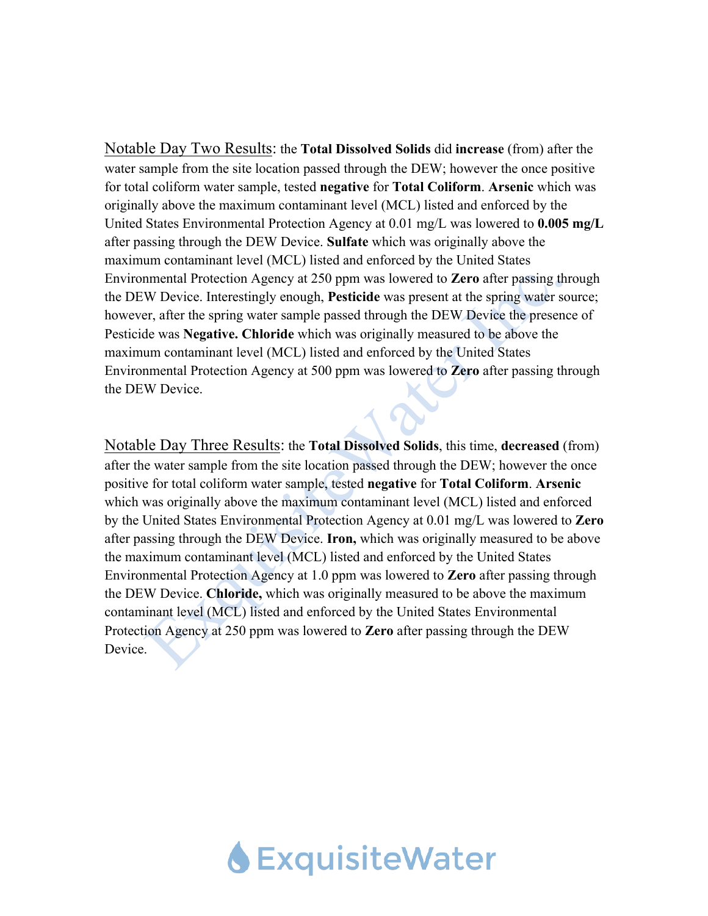<u>Notable Day Two Results</u>: the **Total Dissolved Solids** did **increase** (from) after the water sample from the site location passed through the DEW; however the once positive for total coliform water sample, tested **negative** for **Total Coliform**. **Arsenic** which was originally above the maximum contaminant level (MCL) listed and enforced by the United States Environmental Protection Agency at 0.01 mg/L was lowered to **0.005 mg/L** after passing through the DEW Device. **Sulfate** which was originally above the maximum contaminant level (MCL) listed and enforced by the United States Environmental Protection Agency at 250 ppm was lowered to **Zero** after passing through the DEW Device. Interestingly enough, **Pesticide** was present at the spring water source; however, after the spring water sample passed through the DEW Device the presence of Pesticide was **Negative. Chloride** which was originally measured to be above the maximum contaminant level (MCL) listed and enforced by the United States Environmental Protection Agency at 500 ppm was lowered to **Zero** after passing through the DEW Device.

<u>Notable Day Three Results</u>: the **Total Dissolved Solids**, this time, **decreased** (from) after the water sample from the site location passed through the DEW; however the once positive for total coliform water sample, tested **negative** for **Total Coliform**. **Arsenic** which was originally above the maximum contaminant level (MCL) listed and enforced by the United States Environmental Protection Agency at 0.01 mg/L was lowered to **Zero** after passing through the DEW Device. **Iron,** which was originally measured to be above the maximum contaminant level (MCL) listed and enforced by the United States Environmental Protection Agency at 1.0 ppm was lowered to **Zero** after passing through the DEW Device. **Chloride,** which was originally measured to be above the maximum contaminant level (MCL) listed and enforced by the United States Environmental Protection Agency at 250 ppm was lowered to **Zero** after passing through the DEW Device.